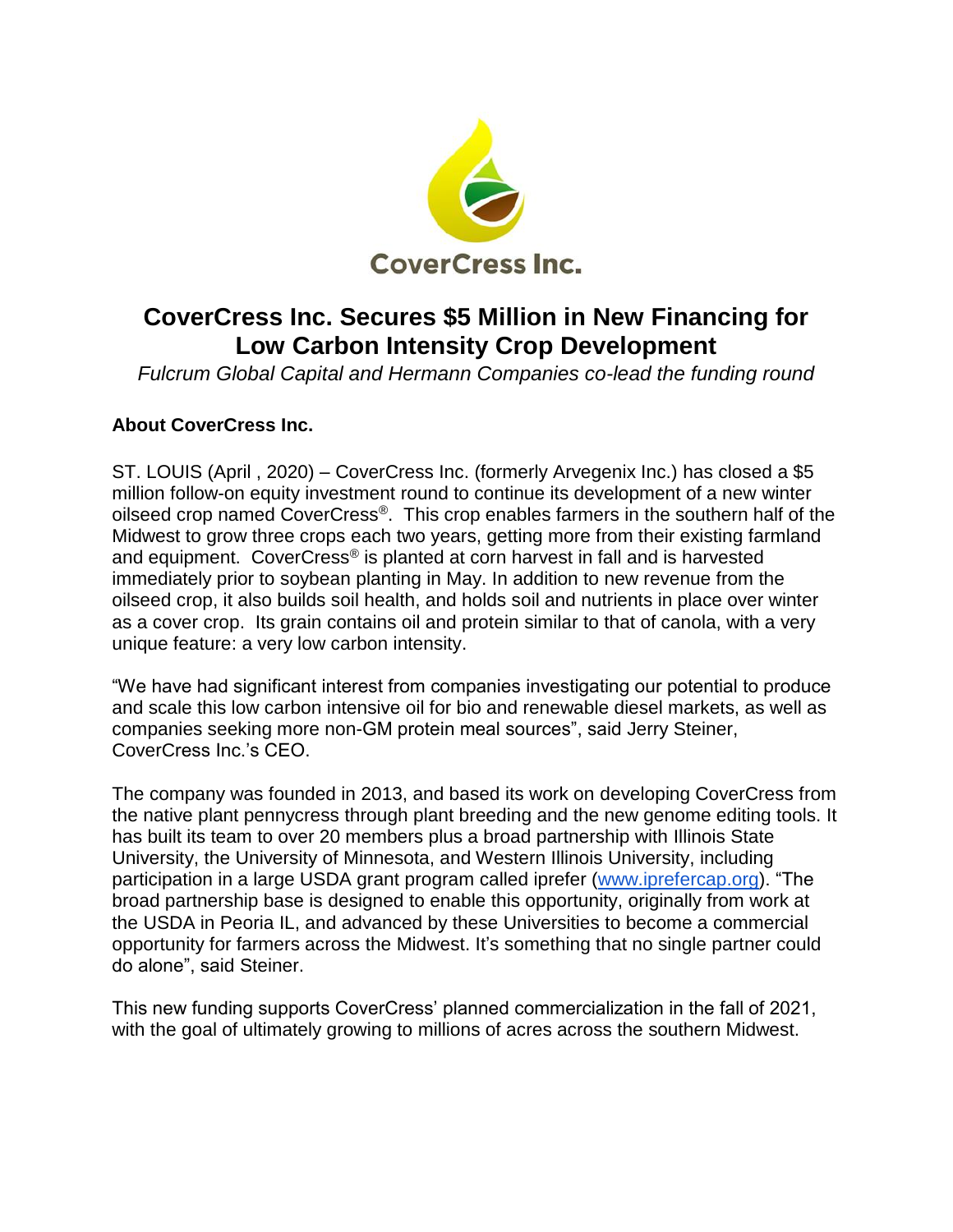CoverCress Inc.

# CoverCress Inc. Secures $5 Million in New Financing for Low Carbon Intensity Crop Development

*Fulcrum Global Capital and Hermann Companies co-lead the funding round*

**About CoverCress Inc.**

ST. LOUIS (April , 2020) – CoverCress Inc. (formerly Arvegenix Inc.) has closed a $5 million follow-on equity investment round to continue its development of a new winter oilseed crop named CoverCress®. This crop enables farmers in the southern half of the Midwest to grow three crops each two years, getting more from their existing farmland and equipment. CoverCress® is planted at corn harvest in fall and is harvested immediately prior to soybean planting in May. In addition to new revenue from the oilseed crop, it also builds soil health, and holds soil and nutrients in place over winter as a cover crop. Its grain contains oil and protein similar to that of canola, with a very unique feature: a very low carbon intensity.

"We have had significant interest from companies investigating our potential to produce and scale this low carbon intensive oil for bio and renewable diesel markets, as well as companies seeking more non-GM protein meal sources", said Jerry Steiner, CoverCress Inc.'s CEO.

The company was founded in 2013, and based its work on developing CoverCress from the native plant pennycress through plant breeding and the new genome editing tools. It has built its team to over 20 members plus a broad partnership with Illinois State University, the University of Minnesota, and Western Illinois University, including participation in a large USDA grant program called iprefer (www.iprefercap.org). "The broad partnership base is designed to enable this opportunity, originally from work at the USDA in Peoria IL, and advanced by these Universities to become a commercial opportunity for farmers across the Midwest. It's something that no single partner could do alone", said Steiner.

This new funding supports CoverCress' planned commercialization in the fall of 2021, with the goal of ultimately growing to millions of acres across the southern Midwest.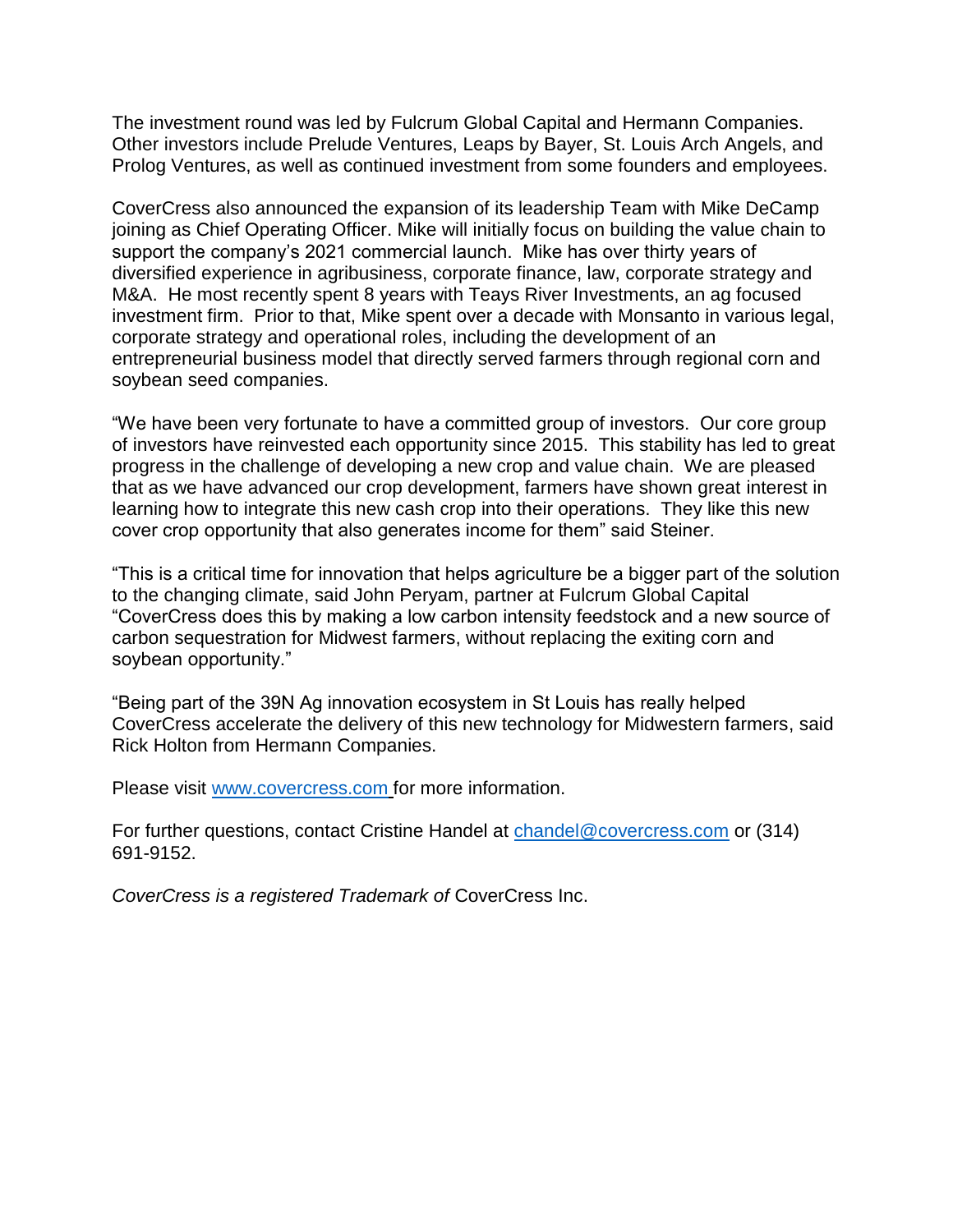The investment round was led by Fulcrum Global Capital and Hermann Companies. Other investors include Prelude Ventures, Leaps by Bayer, St. Louis Arch Angels, and Prolog Ventures, as well as continued investment from some founders and employees.

CoverCress also announced the expansion of its leadership Team with Mike DeCamp joining as Chief Operating Officer. Mike will initially focus on building the value chain to support the company's 2021 commercial launch. Mike has over thirty years of diversified experience in agribusiness, corporate finance, law, corporate strategy and M&A. He most recently spent 8 years with Teays River Investments, an ag focused investment firm. Prior to that, Mike spent over a decade with Monsanto in various legal, corporate strategy and operational roles, including the development of an entrepreneurial business model that directly served farmers through regional corn and soybean seed companies.

"We have been very fortunate to have a committed group of investors. Our core group of investors have reinvested each opportunity since 2015. This stability has led to great progress in the challenge of developing a new crop and value chain. We are pleased that as we have advanced our crop development, farmers have shown great interest in learning how to integrate this new cash crop into their operations. They like this new cover crop opportunity that also generates income for them" said Steiner.

"This is a critical time for innovation that helps agriculture be a bigger part of the solution to the changing climate, said John Peryam, partner at Fulcrum Global Capital "CoverCress does this by making a low carbon intensity feedstock and a new source of carbon sequestration for Midwest farmers, without replacing the exiting corn and soybean opportunity."

"Being part of the 39N Ag innovation ecosystem in St Louis has really helped CoverCress accelerate the delivery of this new technology for Midwestern farmers, said Rick Holton from Hermann Companies.

Please visit [www.covercress.com](http://www.covercress.com) for more information.

For further questions, contact Cristine Handel at [chandel@covercress.com](mailto:chandel@covercress.com) or (314) 691-9152.

*CoverCress is a registered Trademark of* CoverCress Inc.